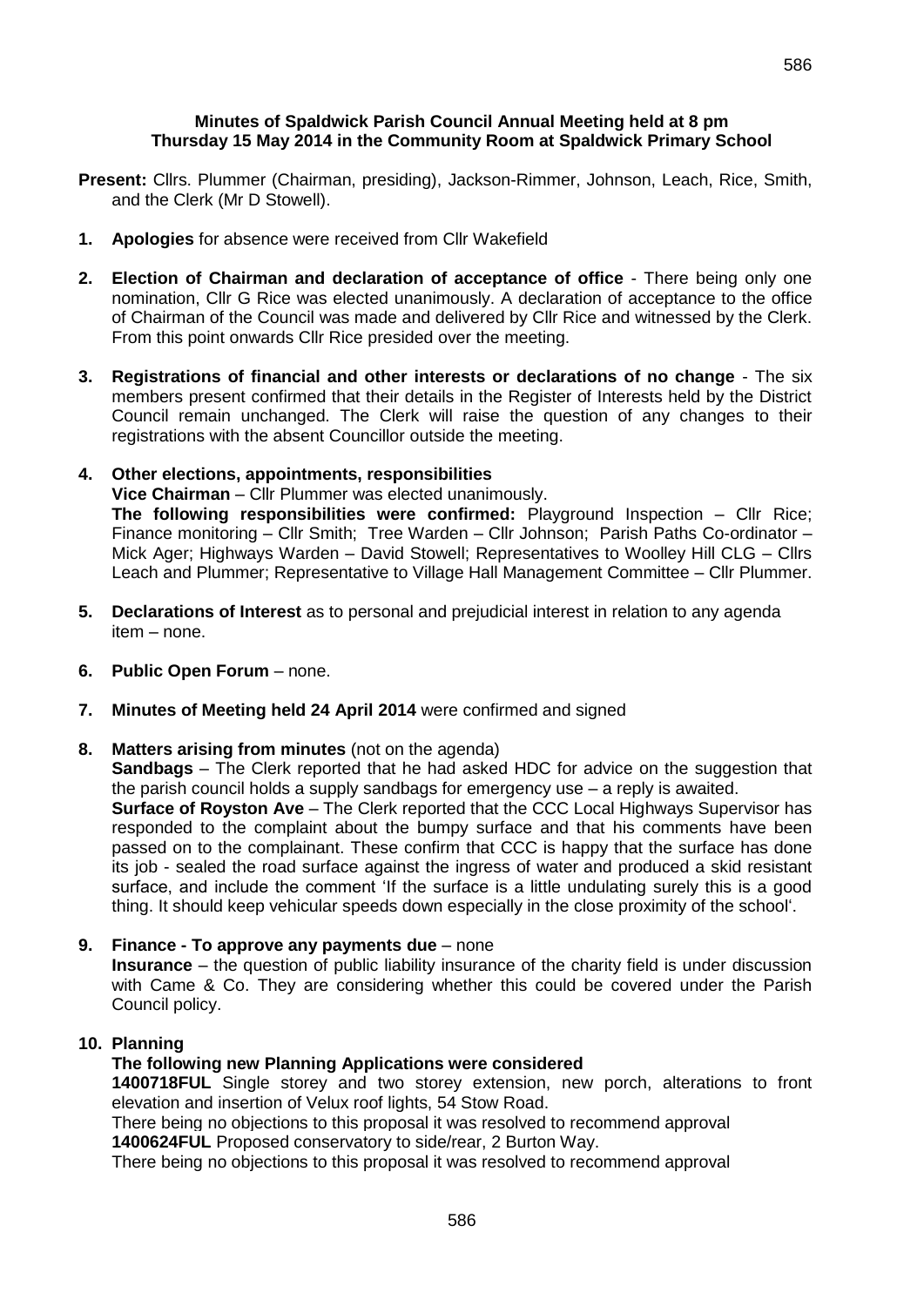**Minutes of Spaldwick Parish Council Annual Meeting held at 8 pm Thursday 15 May 2014 in the Community Room at Spaldwick Primary School**

**Present:** Cllrs. Plummer (Chairman, presiding), Jackson-Rimmer, Johnson, Leach, Rice, Smith, and the Clerk (Mr D Stowell).

1. **Apologies** for absence were received from Cllr Wakefield

2. **Election of Chairman and declaration of acceptance of office** - There being only one nomination, Cllr G Rice was elected unanimously. A declaration of acceptance to the office of Chairman of the Council was made and delivered by Cllr Rice and witnessed by the Clerk. From this point onwards Cllr Rice presided over the meeting.

3. **Registrations of financial and other interests or declarations of no change** - The six members present confirmed that their details in the Register of Interests held by the District Council remain unchanged. The Clerk will raise the question of any changes to their registrations with the absent Councillor outside the meeting.

4. **Other elections, appointments, responsibilities**
   **Vice Chairman** – Cllr Plummer was elected unanimously.
   **The following responsibilities were confirmed:** Playground Inspection – Cllr Rice; Finance monitoring – Cllr Smith; Tree Warden – Cllr Johnson; Parish Paths Co-ordinator – Mick Ager; Highways Warden – David Stowell; Representatives to Woolley Hill CLG – Cllrs Leach and Plummer; Representative to Village Hall Management Committee – Cllr Plummer.

5. **Declarations of Interest** as to personal and prejudicial interest in relation to any agenda item – none.

6. **Public Open Forum** – none.

7. **Minutes of Meeting held 24 April 2014** were confirmed and signed

8. **Matters arising from minutes** (not on the agenda)
   **Sandbags** – The Clerk reported that he had asked HDC for advice on the suggestion that the parish council holds a supply sandbags for emergency use – a reply is awaited.
   **Surface of Royston Ave** – The Clerk reported that the CCC Local Highways Supervisor has responded to the complaint about the bumpy surface and that his comments have been passed on to the complainant. These confirm that CCC is happy that the surface has done its job - sealed the road surface against the ingress of water and produced a skid resistant surface, and include the comment 'If the surface is a little undulating surely this is a good thing. It should keep vehicular speeds down especially in the close proximity of the school'.

9. **Finance - To approve any payments due** – none
   **Insurance** – the question of public liability insurance of the charity field is under discussion with Came & Co. They are considering whether this could be covered under the Parish Council policy.

10. **Planning**
    **The following new Planning Applications were considered**
    **1400718FUL** Single storey and two storey extension, new porch, alterations to front elevation and insertion of Velux roof lights, 54 Stow Road.
    There being no objections to this proposal it was resolved to recommend approval
    **1400624FUL** Proposed conservatory to side/rear, 2 Burton Way.
    There being no objections to this proposal it was resolved to recommend approval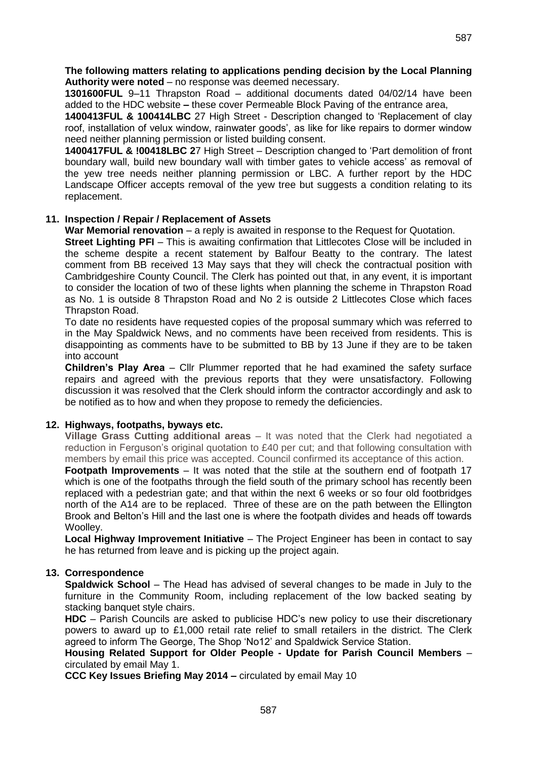**The following matters relating to applications pending decision by the Local Planning Authority were noted** – no response was deemed necessary.

**1301600FUL** 9–11 Thrapston Road – additional documents dated 04/02/14 have been added to the HDC website **–** these cover Permeable Block Paving of the entrance area,

**1400413FUL & 100414LBC** 27 High Street - Description changed to 'Replacement of clay roof, installation of velux window, rainwater goods', as like for like repairs to dormer window need neither planning permission or listed building consent.

**1400417FUL & !00418LBC 2**7 High Street – Description changed to 'Part demolition of front boundary wall, build new boundary wall with timber gates to vehicle access' as removal of the yew tree needs neither planning permission or LBC. A further report by the HDC Landscape Officer accepts removal of the yew tree but suggests a condition relating to its replacement.

**11. Inspection / Repair / Replacement of Assets**

**War Memorial renovation** – a reply is awaited in response to the Request for Quotation.

**Street Lighting PFI** – This is awaiting confirmation that Littlecotes Close will be included in the scheme despite a recent statement by Balfour Beatty to the contrary. The latest comment from BB received 13 May says that they will check the contractual position with Cambridgeshire County Council. The Clerk has pointed out that, in any event, it is important to consider the location of two of these lights when planning the scheme in Thrapston Road as No. 1 is outside 8 Thrapston Road and No 2 is outside 2 Littlecotes Close which faces Thrapston Road.

To date no residents have requested copies of the proposal summary which was referred to in the May Spaldwick News, and no comments have been received from residents. This is disappointing as comments have to be submitted to BB by 13 June if they are to be taken into account

**Children's Play Area** – Cllr Plummer reported that he had examined the safety surface repairs and agreed with the previous reports that they were unsatisfactory. Following discussion it was resolved that the Clerk should inform the contractor accordingly and ask to be notified as to how and when they propose to remedy the deficiencies.

**12. Highways, footpaths, byways etc.**

**Village Grass Cutting additional areas** – It was noted that the Clerk had negotiated a reduction in Ferguson's original quotation to £40 per cut; and that following consultation with members by email this price was accepted. Council confirmed its acceptance of this action.

**Footpath Improvements** – It was noted that the stile at the southern end of footpath 17 which is one of the footpaths through the field south of the primary school has recently been replaced with a pedestrian gate; and that within the next 6 weeks or so four old footbridges north of the A14 are to be replaced. Three of these are on the path between the Ellington Brook and Belton's Hill and the last one is where the footpath divides and heads off towards Woolley.

**Local Highway Improvement Initiative** – The Project Engineer has been in contact to say he has returned from leave and is picking up the project again.

**13. Correspondence**

**Spaldwick School** – The Head has advised of several changes to be made in July to the furniture in the Community Room, including replacement of the low backed seating by stacking banquet style chairs.

**HDC** – Parish Councils are asked to publicise HDC's new policy to use their discretionary powers to award up to £1,000 retail rate relief to small retailers in the district. The Clerk agreed to inform The George, The Shop 'No12' and Spaldwick Service Station.

**Housing Related Support for Older People - Update for Parish Council Members** – circulated by email May 1.

**CCC Key Issues Briefing May 2014 –** circulated by email May 10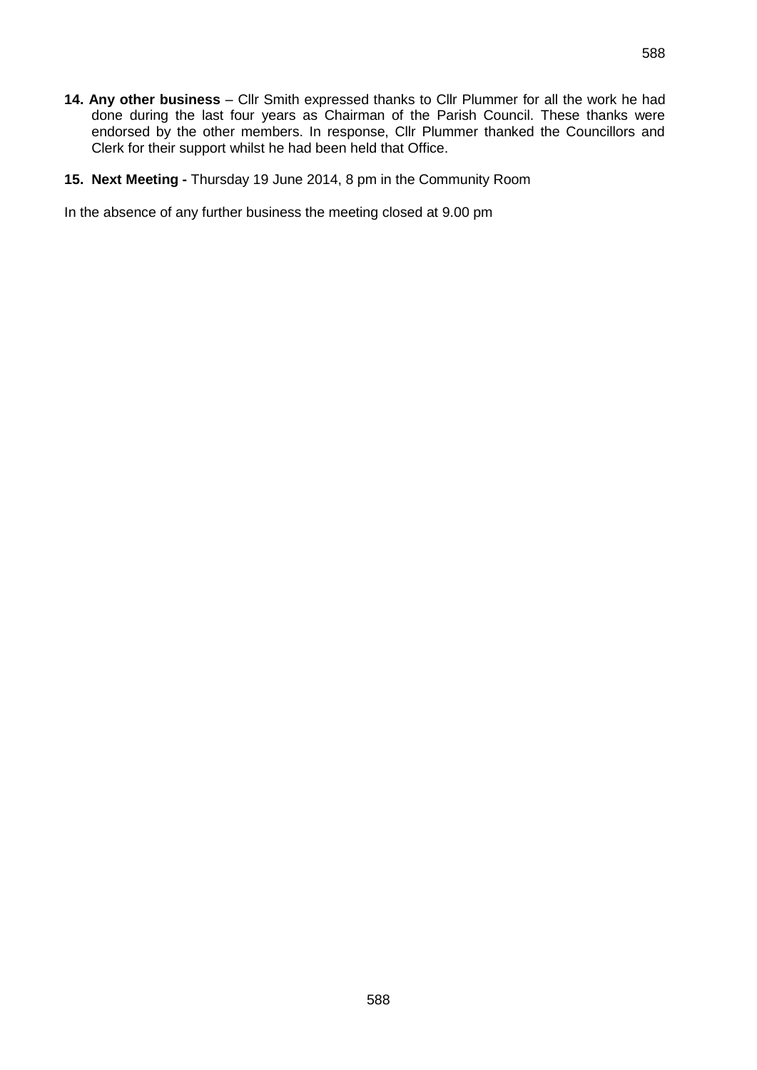**14. Any other business** – Cllr Smith expressed thanks to Cllr Plummer for all the work he had done during the last four years as Chairman of the Parish Council. These thanks were endorsed by the other members. In response, Cllr Plummer thanked the Councillors and Clerk for their support whilst he had been held that Office.

**15. Next Meeting -** Thursday 19 June 2014, 8 pm in the Community Room

In the absence of any further business the meeting closed at 9.00 pm